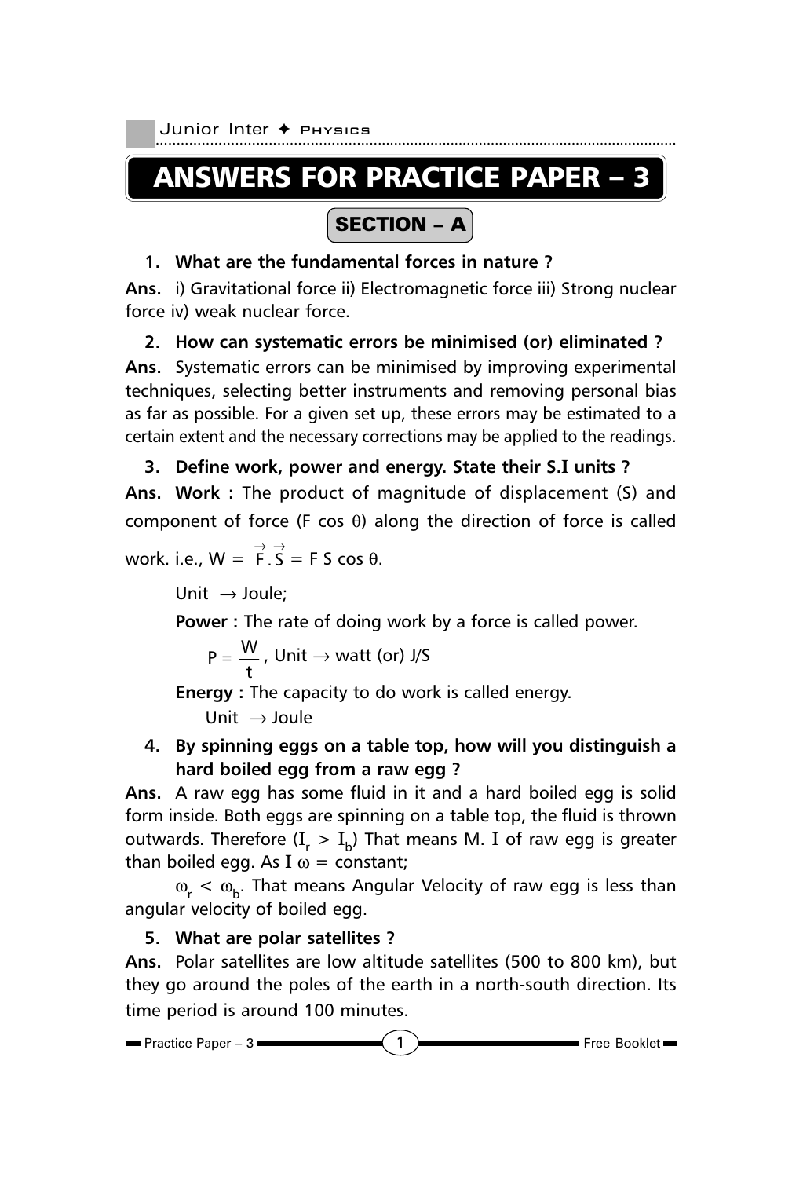# ANSWERS FOR PRACTICE PAPER – 3

## SECTION – A

**1. What are the fundamental forces in nature ?**

**Ans.** i) Gravitational force ii) Electromagnetic force iii) Strong nuclear force iv) weak nuclear force.

**2. How can systematic errors be minimised (or) eliminated ?**

**Ans.** Systematic errors can be minimised by improving experimental techniques, selecting better instruments and removing personal bias as far as possible. For a given set up, these errors may be estimated to a certain extent and the necessary corrections may be applied to the readings.

**3. Define work, power and energy. State their S.I units ?**

**Ans.** **Work :** The product of magnitude of displacement (S) and component of force (F cos $\theta$) along the direction of force is called work. i.e., $W = \vec{F}.\vec{S} = F\,S\cos\theta$.

Unit $\rightarrow$ Joule;

**Power :** The rate of doing work by a force is called power.

$P = \frac{W}{t}$, Unit $\rightarrow$ watt (or) J/S

**Energy :** The capacity to do work is called energy.

Unit $\rightarrow$ Joule

**4. By spinning eggs on a table top, how will you distinguish a hard boiled egg from a raw egg ?**

**Ans.** A raw egg has some fluid in it and a hard boiled egg is solid form inside. Both eggs are spinning on a table top, the fluid is thrown outwards. Therefore ($I_r > I_b$) That means M. I of raw egg is greater than boiled egg. As $I\,\omega$ = constant;

$\omega_r < \omega_b$. That means Angular Velocity of raw egg is less than angular velocity of boiled egg.

**5. What are polar satellites ?**

**Ans.** Polar satellites are low altitude satellites (500 to 800 km), but they go around the poles of the earth in a north-south direction. Its time period is around 100 minutes.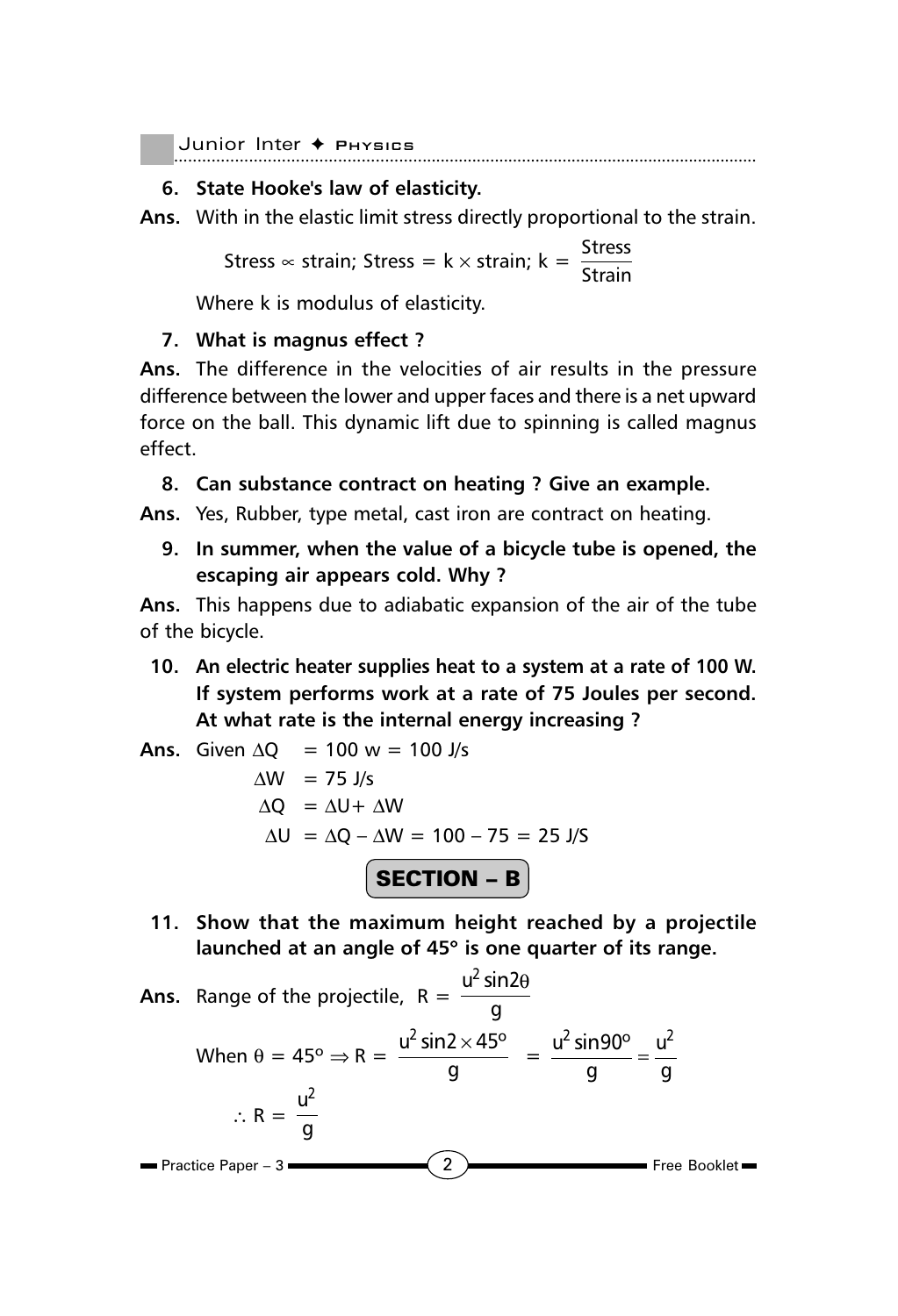**6. State Hooke's law of elasticity.**

**Ans.** With in the elastic limit stress directly proportional to the strain.

$$\text{Stress} \propto \text{strain; Stress} = k \times \text{strain; } k = \frac{\text{Stress}}{\text{Strain}}$$

Where k is modulus of elasticity.

**7. What is magnus effect ?**

**Ans.** The difference in the velocities of air results in the pressure difference between the lower and upper faces and there is a net upward force on the ball. This dynamic lift due to spinning is called magnus effect.

**8. Can substance contract on heating ? Give an example.**

**Ans.** Yes, Rubber, type metal, cast iron are contract on heating.

**9. In summer, when the value of a bicycle tube is opened, the escaping air appears cold. Why ?**

**Ans.** This happens due to adiabatic expansion of the air of the tube of the bicycle.

**10. An electric heater supplies heat to a system at a rate of 100 W. If system performs work at a rate of 75 Joules per second. At what rate is the internal energy increasing ?**

**Ans.** Given $\Delta Q = 100 \text{ w} = 100 \text{ J/s}$

$\Delta W = 75 \text{ J/s}$

$\Delta Q = \Delta U + \Delta W$

$\Delta U = \Delta Q - \Delta W = 100 - 75 = 25 \text{ J/S}$

## SECTION – B

**11. Show that the maximum height reached by a projectile launched at an angle of 45° is one quarter of its range.**

**Ans.** Range of the projectile, $R = \dfrac{u^2 \sin 2\theta}{g}$

When $\theta = 45° \Rightarrow R = \dfrac{u^2 \sin 2 \times 45°}{g} = \dfrac{u^2 \sin 90°}{g} = \dfrac{u^2}{g}$

$\therefore R = \dfrac{u^2}{g}$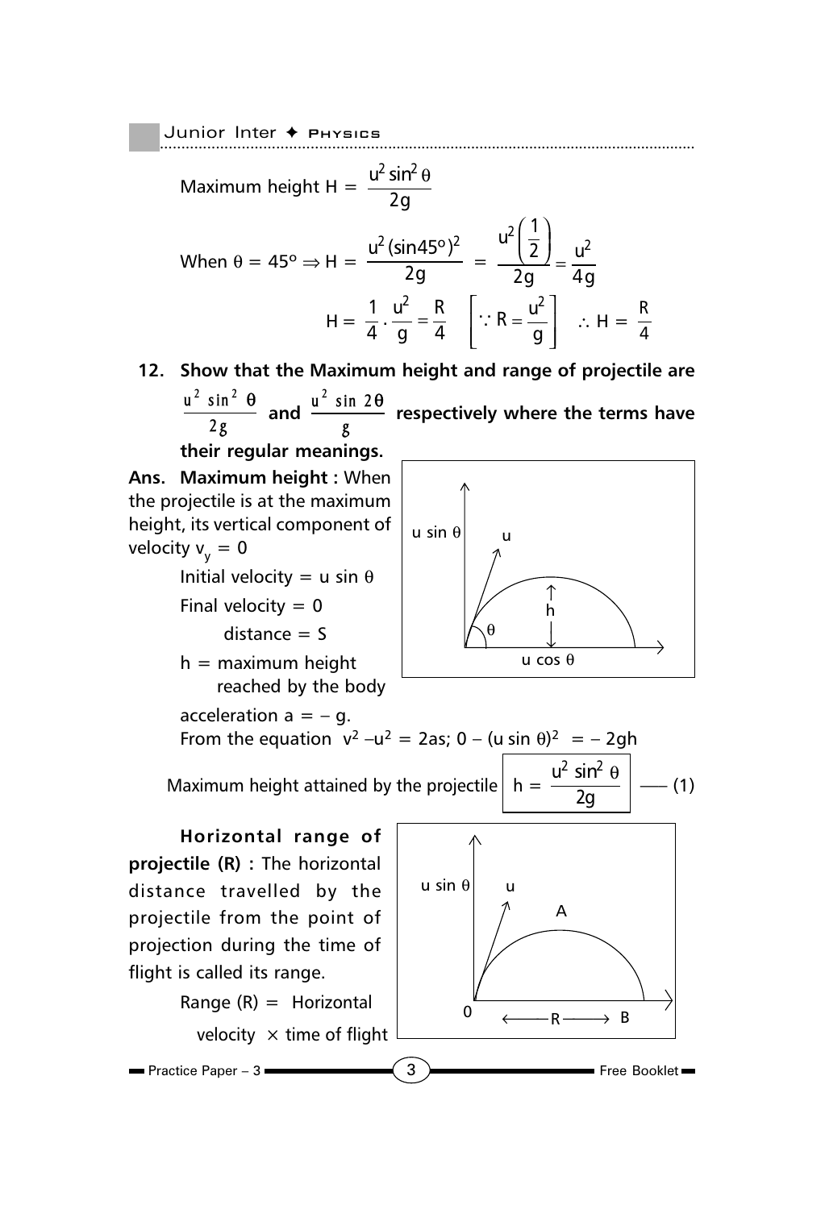Maximum height $H = \dfrac{u^2 \sin^2 \theta}{2g}$

When $\theta = 45^o \Rightarrow H = \dfrac{u^2 (\sin 45^o)^2}{2g} = \dfrac{u^2\left(\dfrac{1}{2}\right)}{2g} = \dfrac{u^2}{4g}$

$$H = \frac{1}{4} \cdot \frac{u^2}{g} = \frac{R}{4} \quad \left[\because R = \frac{u^2}{g}\right] \quad \therefore H = \frac{R}{4}$$

**12. Show that the Maximum height and range of projectile are $\dfrac{u^2 \sin^2 \theta}{2g}$ and $\dfrac{u^2 \sin 2\theta}{g}$ respectively where the terms have their regular meanings.**

**Ans. Maximum height :** When the projectile is at the maximum height, its vertical component of velocity $v_y = 0$

Initial velocity = $u \sin \theta$

Final velocity = 0

distance = S

h = maximum height reached by the body

acceleration $a = -g$.

From the equation $v^2 - u^2 = 2as$; $0 - (u \sin \theta)^2 = -2gh$

Maximum height attained by the projectile $\boxed{h = \dfrac{u^2 \sin^2 \theta}{2g}}$ —— (1)

**Horizontal range of projectile (R) :** The horizontal distance travelled by the projectile from the point of projection during the time of flight is called its range.

Range (R) = Horizontal velocity × time of flight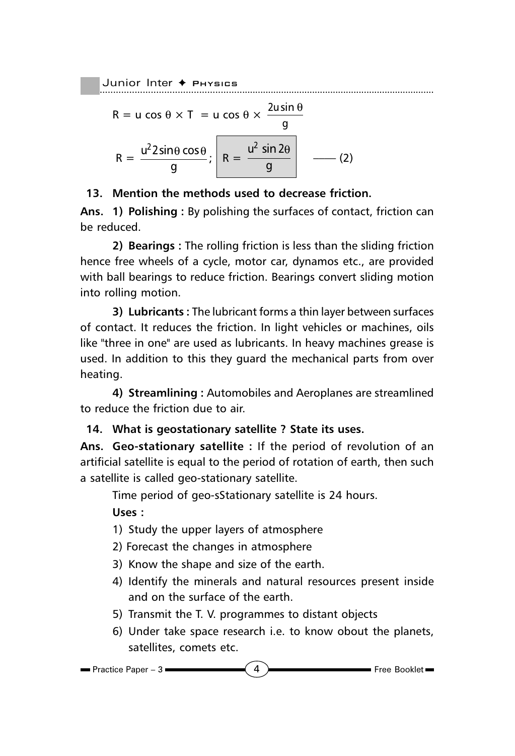$$R = u \cos \theta \times T = u \cos \theta \times \frac{2u \sin \theta}{g}$$

$$R = \frac{u^2 2 \sin\theta \cos\theta}{g}; \quad \boxed{R = \frac{u^2 \sin 2\theta}{g}} \quad \text{—— (2)}$$

**13. Mention the methods used to decrease friction.**

**Ans. 1) Polishing :** By polishing the surfaces of contact, friction can be reduced.

**2) Bearings :** The rolling friction is less than the sliding friction hence free wheels of a cycle, motor car, dynamos etc., are provided with ball bearings to reduce friction. Bearings convert sliding motion into rolling motion.

**3) Lubricants :** The lubricant forms a thin layer between surfaces of contact. It reduces the friction. In light vehicles or machines, oils like "three in one" are used as lubricants. In heavy machines grease is used. In addition to this they guard the mechanical parts from over heating.

**4) Streamlining :** Automobiles and Aeroplanes are streamlined to reduce the friction due to air.

**14. What is geostationary satellite ? State its uses.**

**Ans. Geo-stationary satellite :** If the period of revolution of an artificial satellite is equal to the period of rotation of earth, then such a satellite is called geo-stationary satellite.

Time period of geo-sStationary satellite is 24 hours.

**Uses :**

1) Study the upper layers of atmosphere
2) Forecast the changes in atmosphere
3) Know the shape and size of the earth.
4) Identify the minerals and natural resources present inside and on the surface of the earth.
5) Transmit the T. V. programmes to distant objects
6) Under take space research i.e. to know obout the planets, satellites, comets etc.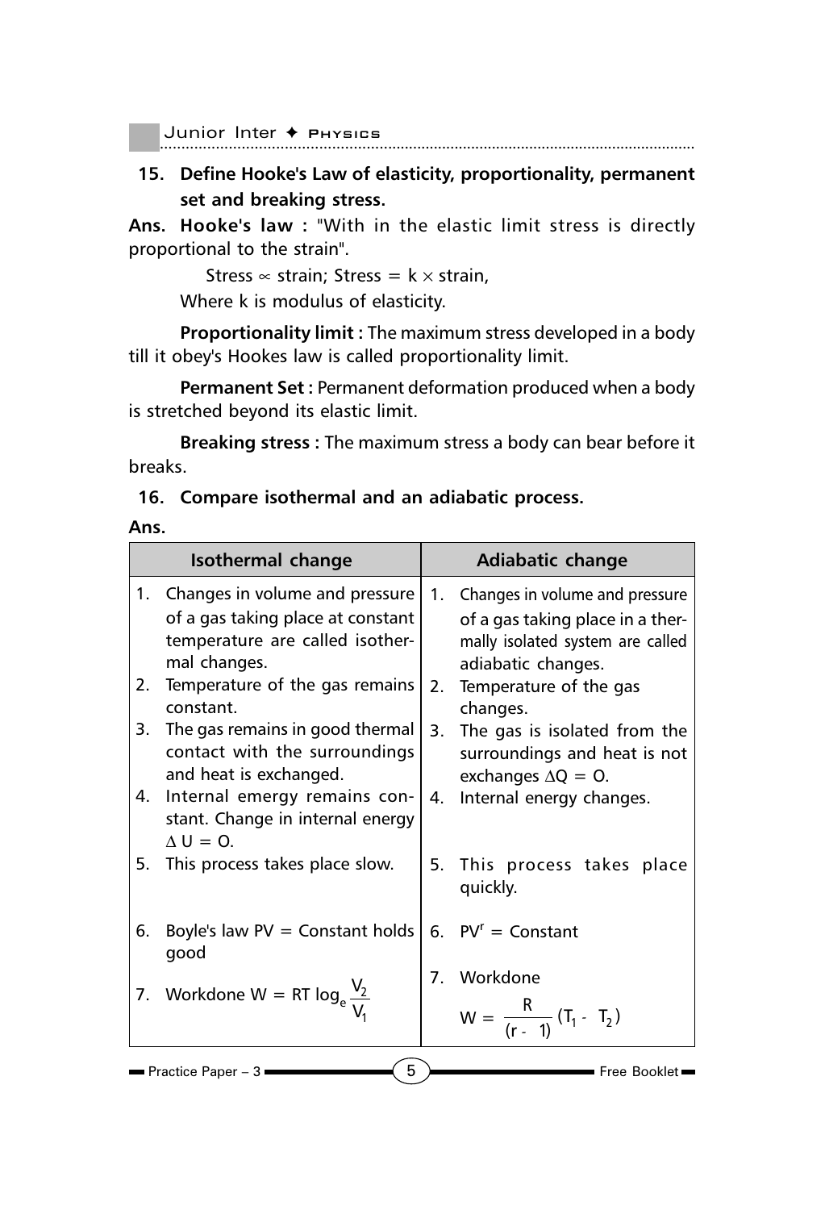**15. Define Hooke's Law of elasticity, proportionality, permanent set and breaking stress.**

**Ans. Hooke's law :** "With in the elastic limit stress is directly proportional to the strain".

Stress $\propto$ strain; Stress = k $\times$ strain,

Where k is modulus of elasticity.

**Proportionality limit :** The maximum stress developed in a body till it obey's Hookes law is called proportionality limit.

**Permanent Set :** Permanent deformation produced when a body is stretched beyond its elastic limit.

**Breaking stress :** The maximum stress a body can bear before it breaks.

**16. Compare isothermal and an adiabatic process.**

**Ans.**

| Isothermal change | Adiabatic change |
|---|---|
| 1. Changes in volume and pressure of a gas taking place at constant temperature are called isothermal changes. | 1. Changes in volume and pressure of a gas taking place in a thermally isolated system are called adiabatic changes. |
| 2. Temperature of the gas remains constant. | 2. Temperature of the gas changes. |
| 3. The gas remains in good thermal contact with the surroundings and heat is exchanged. | 3. The gas is isolated from the surroundings and heat is not exchanges $\Delta Q = 0$. |
| 4. Internal emergy remains constant. Change in internal energy $\Delta U = 0$. | 4. Internal energy changes. |
| 5. This process takes place slow. | 5. This process takes place quickly. |
| 6. Boyle's law PV = Constant holds good | 6. $PV^r$ = Constant |
| 7. Workdone $W = RT \log_e \frac{V_2}{V_1}$ | 7. Workdone $W = \frac{R}{(r - 1)}(T_1 - T_2)$ |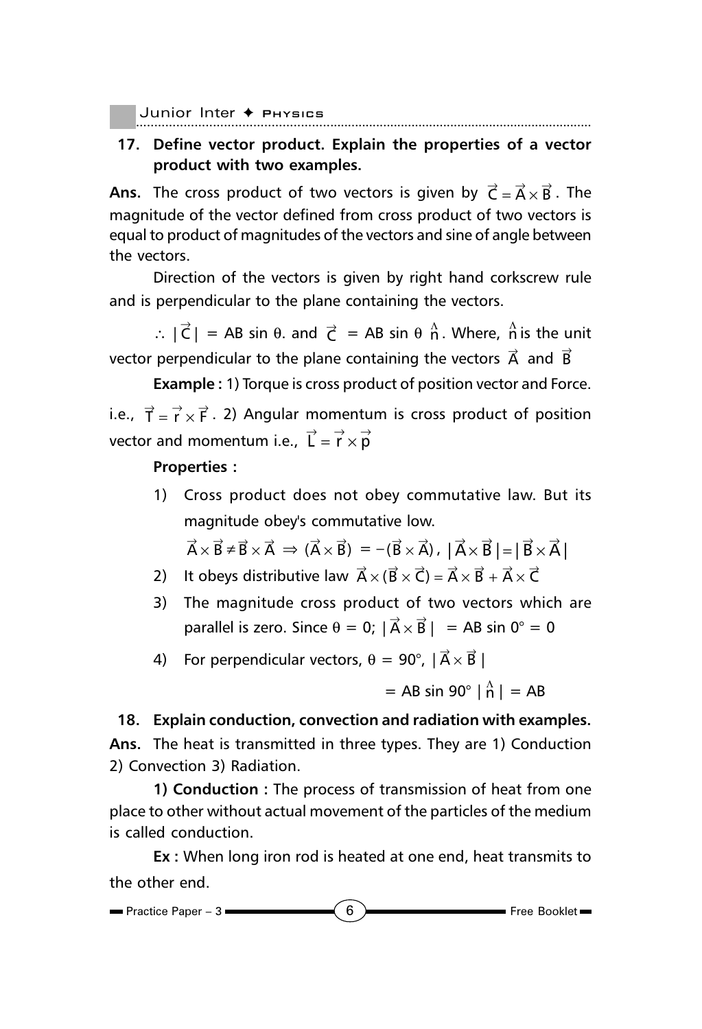**17. Define vector product. Explain the properties of a vector product with two examples.**

**Ans.** The cross product of two vectors is given by $\vec{C} = \vec{A} \times \vec{B}$. The magnitude of the vector defined from cross product of two vectors is equal to product of magnitudes of the vectors and sine of angle between the vectors.

Direction of the vectors is given by right hand corkscrew rule and is perpendicular to the plane containing the vectors.

$\therefore |\vec{C}| = AB \sin\theta$. and $\vec{C} = AB \sin\theta \, \hat{n}$. Where, $\hat{n}$ is the unit vector perpendicular to the plane containing the vectors $\vec{A}$ and $\vec{B}$

**Example :** 1) Torque is cross product of position vector and Force. i.e., $\vec{T} = \vec{r} \times \vec{F}$. 2) Angular momentum is cross product of position vector and momentum i.e., $\vec{L} = \vec{r} \times \vec{p}$

**Properties :**

1) Cross product does not obey commutative law. But its magnitude obey's commutative low.

   $\vec{A} \times \vec{B} \neq \vec{B} \times \vec{A} \Rightarrow (\vec{A} \times \vec{B}) = -(\vec{B} \times \vec{A})$, $|\vec{A} \times \vec{B}| = |\vec{B} \times \vec{A}|$

2) It obeys distributive law $\vec{A} \times (\vec{B} \times \vec{C}) = \vec{A} \times \vec{B} + \vec{A} \times \vec{C}$

3) The magnitude cross product of two vectors which are parallel is zero. Since $\theta = 0$; $|\vec{A} \times \vec{B}| = AB \sin 0° = 0$

4) For perpendicular vectors, $\theta = 90°$, $|\vec{A} \times \vec{B}|$

   $= AB \sin 90° \, |\hat{n}| = AB$

**18. Explain conduction, convection and radiation with examples.**

**Ans.** The heat is transmitted in three types. They are 1) Conduction 2) Convection 3) Radiation.

**1) Conduction :** The process of transmission of heat from one place to other without actual movement of the particles of the medium is called conduction.

**Ex :** When long iron rod is heated at one end, heat transmits to the other end.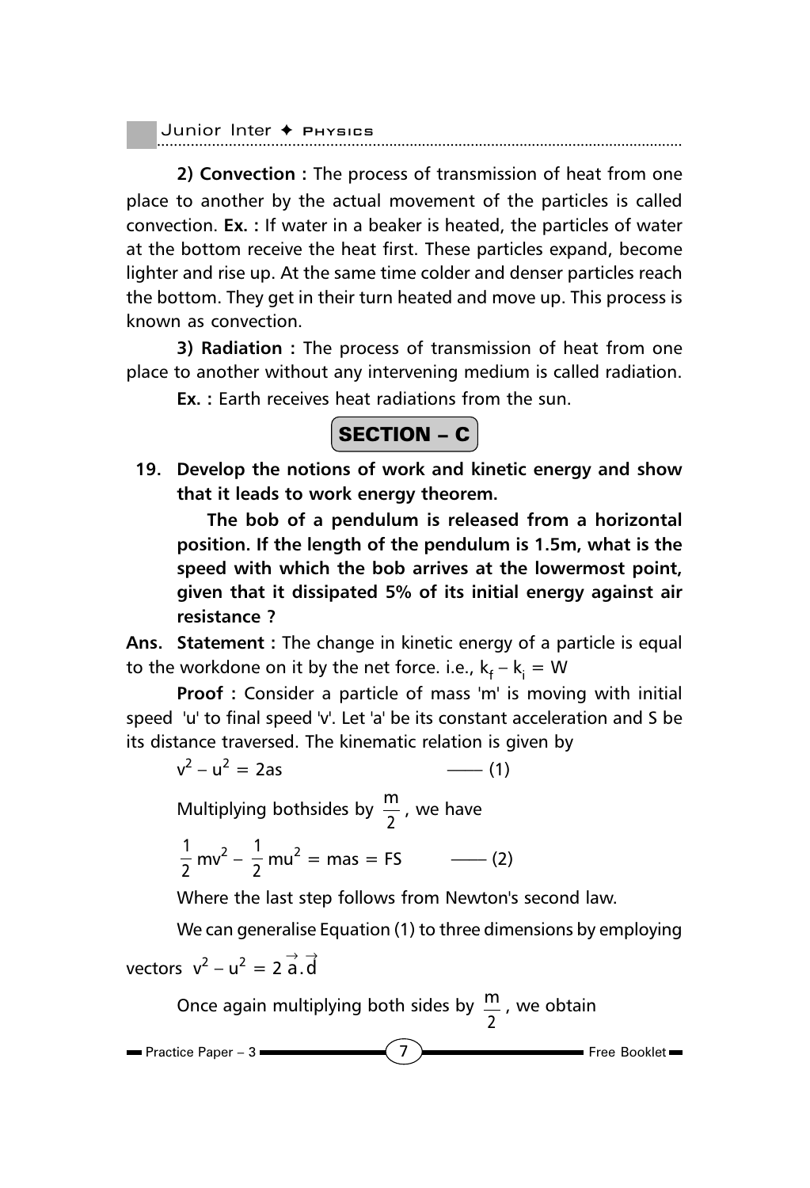**2) Convection :** The process of transmission of heat from one place to another by the actual movement of the particles is called convection. **Ex. :** If water in a beaker is heated, the particles of water at the bottom receive the heat first. These particles expand, become lighter and rise up. At the same time colder and denser particles reach the bottom. They get in their turn heated and move up. This process is known as convection.

**3) Radiation :** The process of transmission of heat from one place to another without any intervening medium is called radiation.

**Ex. :** Earth receives heat radiations from the sun.

## SECTION – C

**19. Develop the notions of work and kinetic energy and show that it leads to work energy theorem.**

**The bob of a pendulum is released from a horizontal position. If the length of the pendulum is 1.5m, what is the speed with which the bob arrives at the lowermost point, given that it dissipated 5% of its initial energy against air resistance ?**

**Ans. Statement :** The change in kinetic energy of a particle is equal to the workdone on it by the net force. i.e., $k_f - k_i = W$

**Proof :** Consider a particle of mass 'm' is moving with initial speed 'u' to final speed 'v'. Let 'a' be its constant acceleration and S be its distance traversed. The kinematic relation is given by

$$v^2 - u^2 = 2as \qquad \text{—— (1)}$$

Multiplying bothsides by $\frac{m}{2}$, we have

$$\frac{1}{2}mv^2 - \frac{1}{2}mu^2 = mas = FS \qquad \text{—— (2)}$$

Where the last step follows from Newton's second law.

We can generalise Equation (1) to three dimensions by employing vectors $v^2 - u^2 = 2\,\vec{a}.\vec{d}$

Once again multiplying both sides by $\frac{m}{2}$, we obtain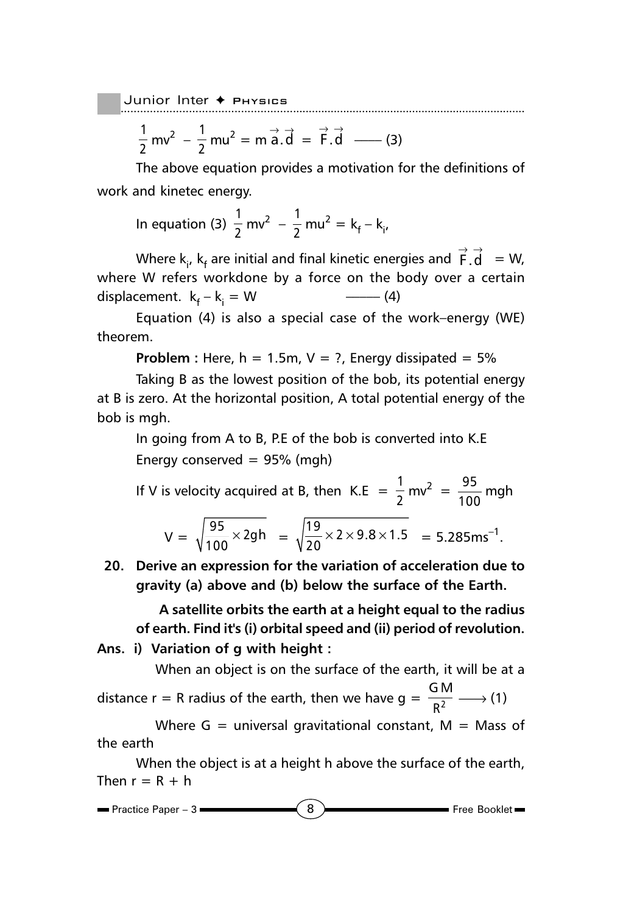$$\frac{1}{2}mv^2 - \frac{1}{2}mu^2 = m\,\vec{a}.\vec{d} = \vec{F}.\vec{d} \quad \text{—— (3)}$$

The above equation provides a motivation for the definitions of work and kinetec energy.

In equation (3) $\frac{1}{2}mv^2 - \frac{1}{2}mu^2 = k_f - k_i$,

Where $k_i$, $k_f$ are initial and final kinetic energies and $\vec{F}.\vec{d} = W$, where W refers workdone by a force on the body over a certain displacement. $k_f - k_i = W$ —— (4)

Equation (4) is also a special case of the work–energy (WE) theorem.

**Problem :** Here, h = 1.5m, V = ?, Energy dissipated = 5%

Taking B as the lowest position of the bob, its potential energy at B is zero. At the horizontal position, A total potential energy of the bob is mgh.

In going from A to B, P.E of the bob is converted into K.E

Energy conserved = 95% (mgh)

If V is velocity acquired at B, then K.E $= \frac{1}{2}mv^2 = \frac{95}{100}mgh$

$$V = \sqrt{\frac{95}{100} \times 2gh} = \sqrt{\frac{19}{20} \times 2 \times 9.8 \times 1.5} = 5.285\text{ms}^{-1}.$$

**20. Derive an expression for the variation of acceleration due to gravity (a) above and (b) below the surface of the Earth.**

**A satellite orbits the earth at a height equal to the radius of earth. Find it's (i) orbital speed and (ii) period of revolution.**

**Ans. i) Variation of g with height :**

When an object is on the surface of the earth, it will be at a distance r = R radius of the earth, then we have $g = \frac{GM}{R^2} \longrightarrow (1)$

Where G = universal gravitational constant, M = Mass of the earth

When the object is at a height h above the surface of the earth, Then r = R + h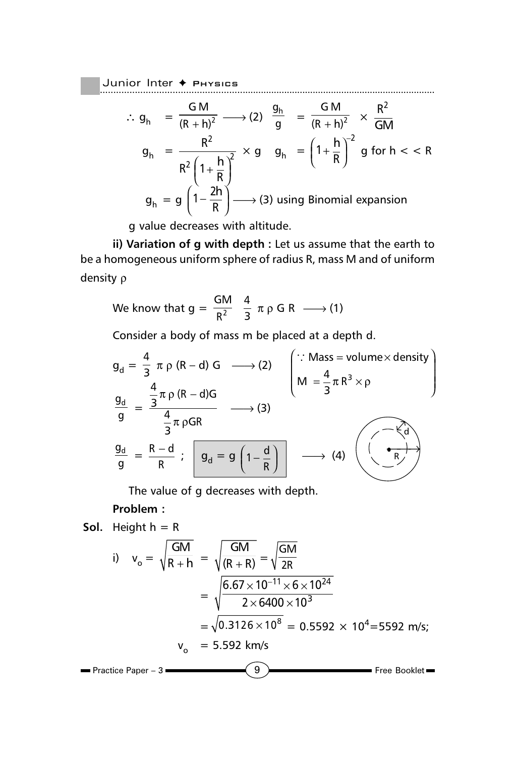$$\therefore g_h = \frac{GM}{(R+h)^2} \longrightarrow (2) \quad \frac{g_h}{g} = \frac{GM}{(R+h)^2} \times \frac{R^2}{GM}$$

$$g_h = \frac{R^2}{R^2\left(1+\frac{h}{R}\right)^2} \times g \quad g_h = \left(1+\frac{h}{R}\right)^{-2} g \text{ for } h << R$$

$$g_h = g\left(1-\frac{2h}{R}\right) \longrightarrow (3) \text{ using Binomial expansion}$$

g value decreases with altitude.

**ii) Variation of g with depth :** Let us assume that the earth to be a homogeneous uniform sphere of radius R, mass M and of uniform density $\rho$

We know that $g = \frac{GM}{R^2} \quad \frac{4}{3}\pi\rho G R \longrightarrow (1)$

Consider a body of mass m be placed at a depth d.

$$g_d = \frac{4}{3}\pi\rho(R-d)G \longrightarrow (2) \quad \left(\because \text{Mass} = \text{volume} \times \text{density}, \; M = \frac{4}{3}\pi R^3 \times \rho\right)$$

$$\frac{g_d}{g} = \frac{\frac{4}{3}\pi\rho(R-d)G}{\frac{4}{3}\pi\rho G R} \longrightarrow (3)$$

$$\frac{g_d}{g} = \frac{R-d}{R}; \quad \boxed{g_d = g\left(1-\frac{d}{R}\right)} \longrightarrow (4)$$

The value of g decreases with depth.

**Problem :**

**Sol.** Height h = R

i) $$v_o = \sqrt{\frac{GM}{R+h}} = \sqrt{\frac{GM}{(R+R)}} = \sqrt{\frac{GM}{2R}}$$

$$= \sqrt{\frac{6.67 \times 10^{-11} \times 6 \times 10^{24}}{2 \times 6400 \times 10^3}}$$

$$= \sqrt{0.3126 \times 10^8} = 0.5592 \times 10^4 = 5592 \text{ m/s};$$

$$v_o = 5.592 \text{ km/s}$$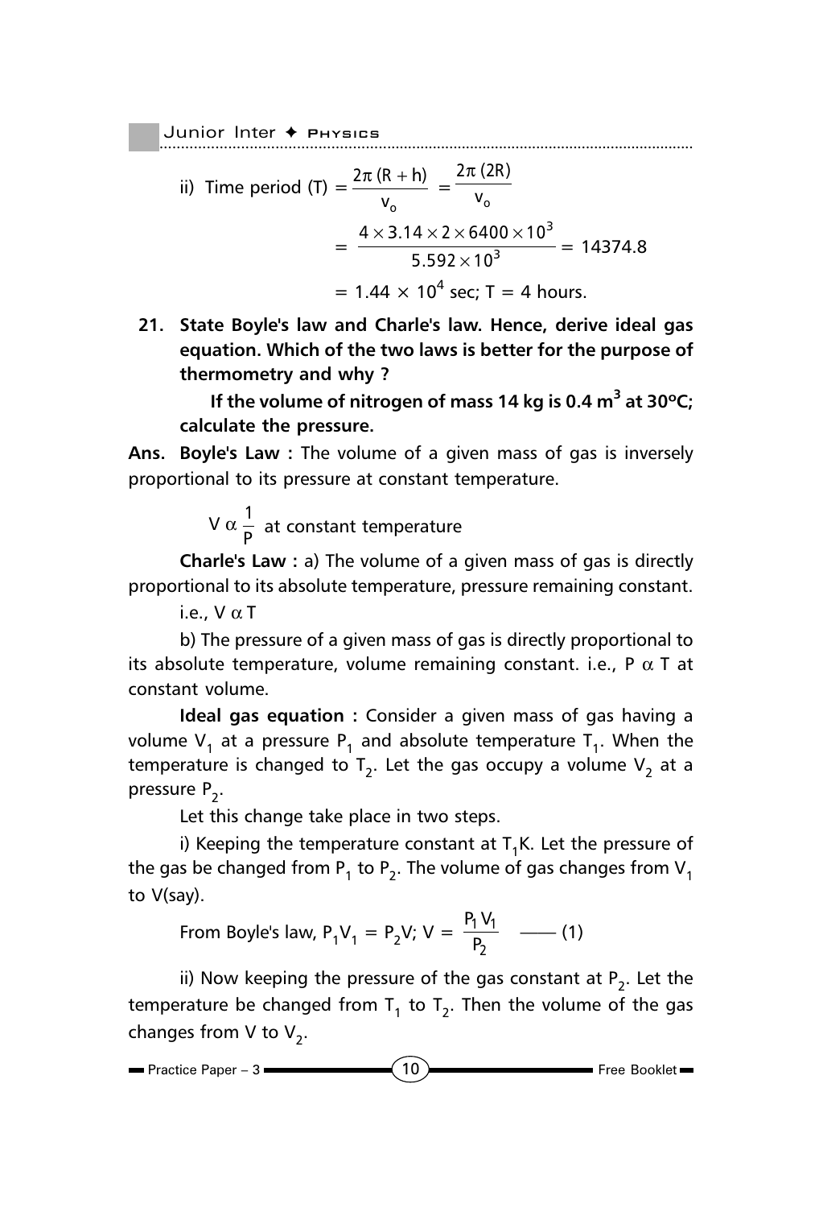ii) Time period $(T) = \dfrac{2\pi(R+h)}{v_o} = \dfrac{2\pi(2R)}{v_o}$

$$= \frac{4 \times 3.14 \times 2 \times 6400 \times 10^3}{5.592 \times 10^3} = 14374.8$$

$$= 1.44 \times 10^4 \text{ sec; } T = 4 \text{ hours.}$$

**21. State Boyle's law and Charle's law. Hence, derive ideal gas equation. Which of the two laws is better for the purpose of thermometry and why ?**

**If the volume of nitrogen of mass 14 kg is 0.4 $m^3$ at 30°C; calculate the pressure.**

**Ans. Boyle's Law :** The volume of a given mass of gas is inversely proportional to its pressure at constant temperature.

$V \alpha \dfrac{1}{P}$ at constant temperature

**Charle's Law :** a) The volume of a given mass of gas is directly proportional to its absolute temperature, pressure remaining constant.

i.e., $V \alpha T$

b) The pressure of a given mass of gas is directly proportional to its absolute temperature, volume remaining constant. i.e., $P \alpha T$ at constant volume.

**Ideal gas equation :** Consider a given mass of gas having a volume $V_1$ at a pressure $P_1$ and absolute temperature $T_1$. When the temperature is changed to $T_2$. Let the gas occupy a volume $V_2$ at a pressure $P_2$.

Let this change take place in two steps.

i) Keeping the temperature constant at $T_1$K. Let the pressure of the gas be changed from $P_1$ to $P_2$. The volume of gas changes from $V_1$ to V(say).

From Boyle's law, $P_1V_1 = P_2V$; $V = \dfrac{P_1V_1}{P_2}$ —— (1)

ii) Now keeping the pressure of the gas constant at $P_2$. Let the temperature be changed from $T_1$ to $T_2$. Then the volume of the gas changes from V to $V_2$.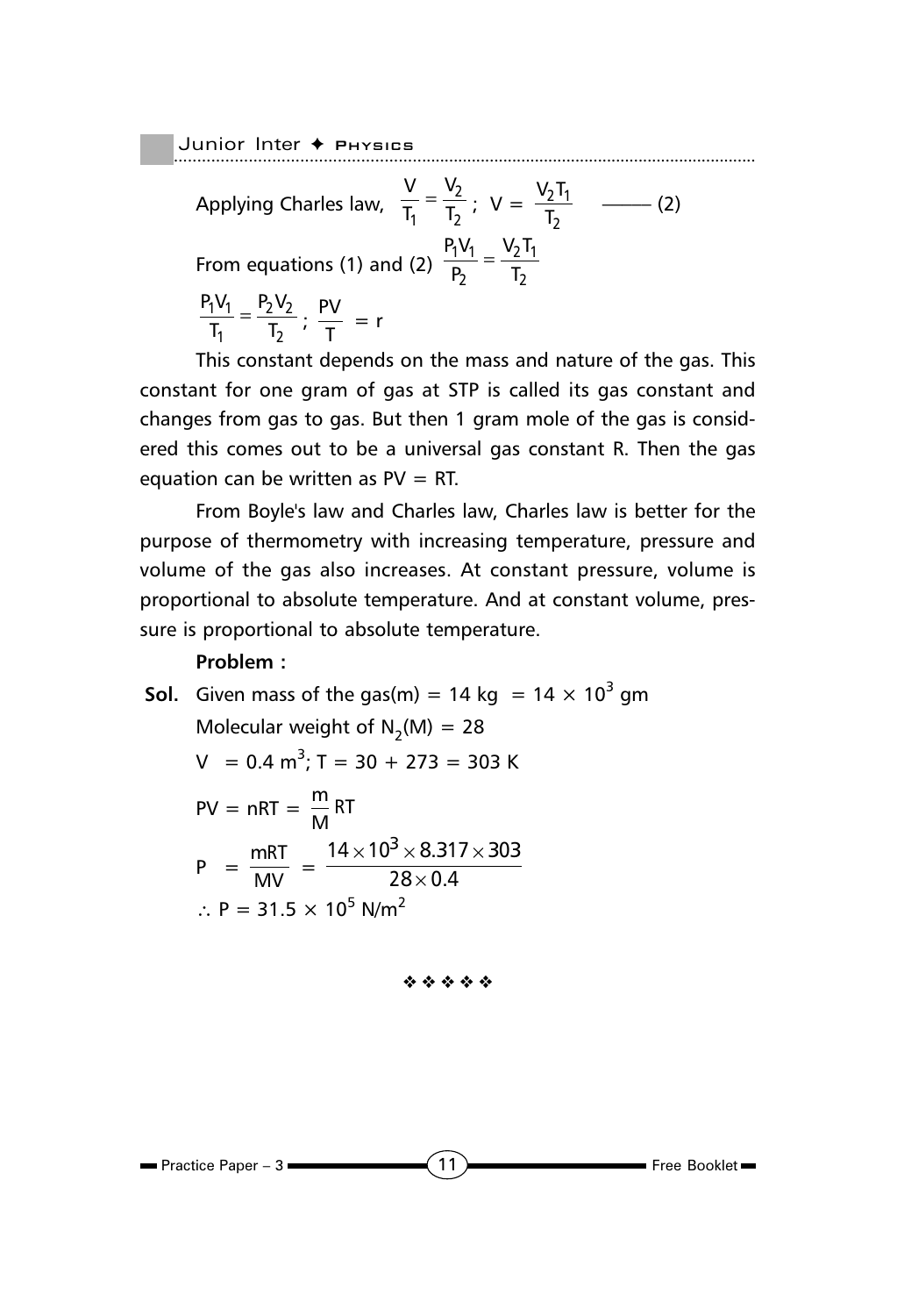Applying Charles law, $\frac{V}{T_1} = \frac{V_2}{T_2}$ ; $V = \frac{V_2 T_1}{T_2}$ ——— (2)

From equations (1) and (2) $\frac{P_1 V_1}{P_2} = \frac{V_2 T_1}{T_2}$

$\frac{P_1 V_1}{T_1} = \frac{P_2 V_2}{T_2}$ ; $\frac{PV}{T} = r$

This constant depends on the mass and nature of the gas. This constant for one gram of gas at STP is called its gas constant and changes from gas to gas. But then 1 gram mole of the gas is considered this comes out to be a universal gas constant R. Then the gas equation can be written as PV = RT.

From Boyle's law and Charles law, Charles law is better for the purpose of thermometry with increasing temperature, pressure and volume of the gas also increases. At constant pressure, volume is proportional to absolute temperature. And at constant volume, pressure is proportional to absolute temperature.

**Problem :**

**Sol.** Given mass of the gas(m) = 14 kg = $14 \times 10^3$ gm

Molecular weight of $N_2$(M) = 28

$V = 0.4\ m^3$; T = 30 + 273 = 303 K

$PV = nRT = \frac{m}{M} RT$

$P = \frac{mRT}{MV} = \frac{14 \times 10^3 \times 8.317 \times 303}{28 \times 0.4}$

$\therefore P = 31.5 \times 10^5\ N/m^2$

❖ ❖ ❖ ❖ ❖